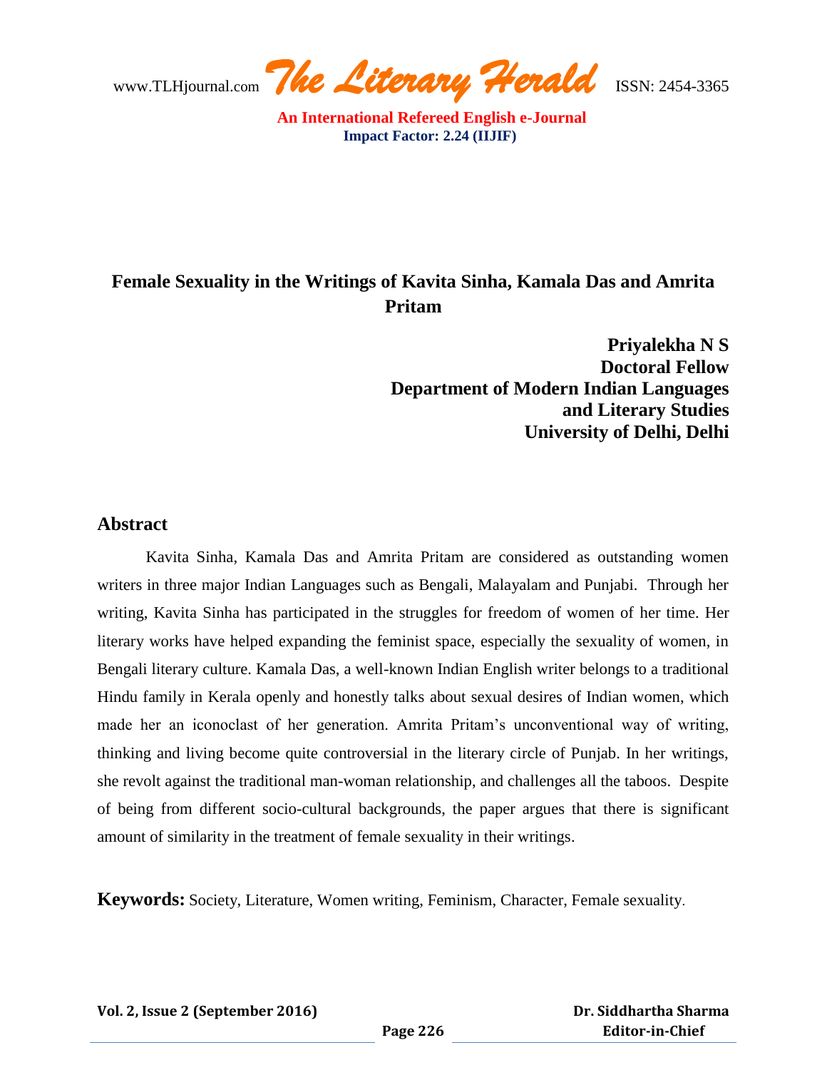# Female Sexuality in the Writings of Kavita Sinha, Kamala Das and Amrita Pritam

**Priyalekha N S**
**Doctoral Fellow**
**Department of Modern Indian Languages and Literary Studies**
**University of Delhi, Delhi**

## Abstract

Kavita Sinha, Kamala Das and Amrita Pritam are considered as outstanding women writers in three major Indian Languages such as Bengali, Malayalam and Punjabi. Through her writing, Kavita Sinha has participated in the struggles for freedom of women of her time. Her literary works have helped expanding the feminist space, especially the sexuality of women, in Bengali literary culture. Kamala Das, a well-known Indian English writer belongs to a traditional Hindu family in Kerala openly and honestly talks about sexual desires of Indian women, which made her an iconoclast of her generation. Amrita Pritam's unconventional way of writing, thinking and living become quite controversial in the literary circle of Punjab. In her writings, she revolt against the traditional man-woman relationship, and challenges all the taboos. Despite of being from different socio-cultural backgrounds, the paper argues that there is significant amount of similarity in the treatment of female sexuality in their writings.

**Keywords:** Society, Literature, Women writing, Feminism, Character, Female sexuality.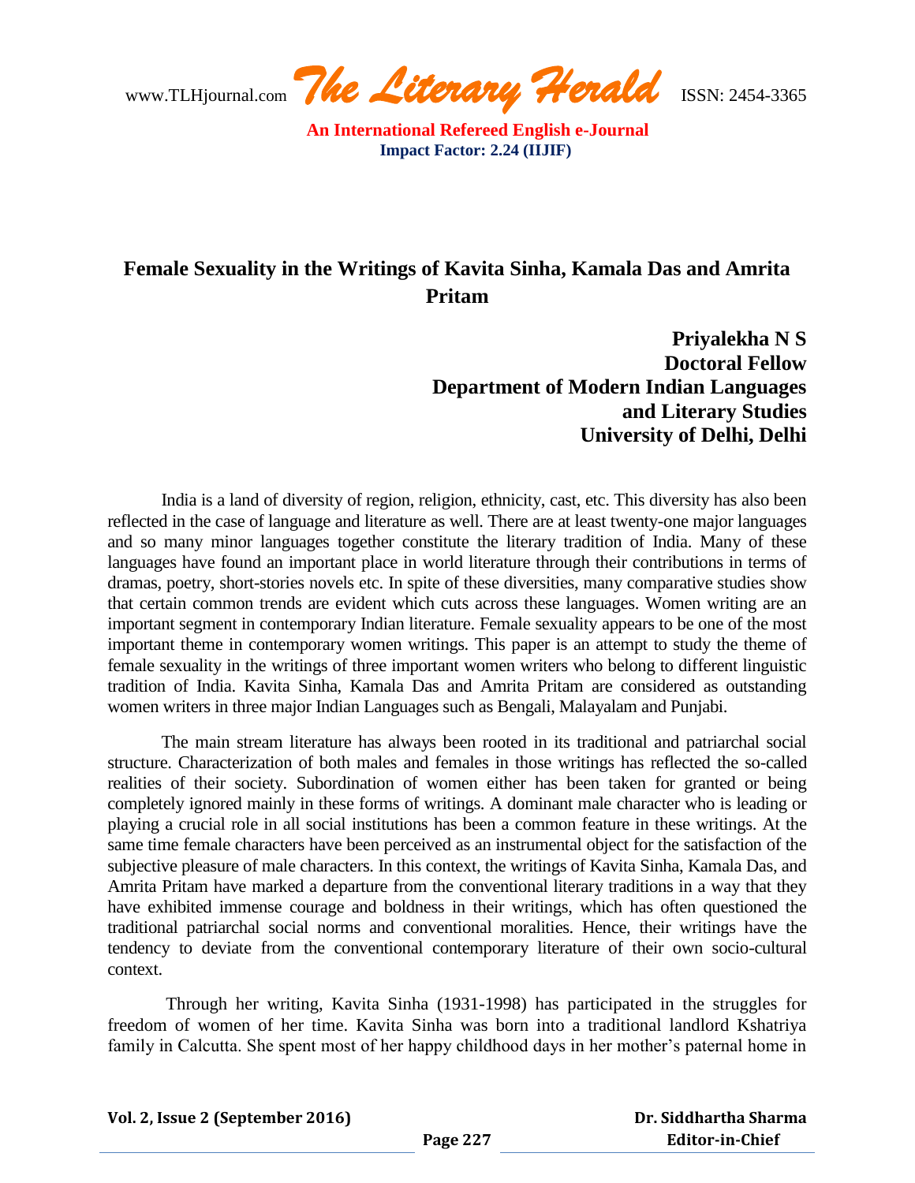# Female Sexuality in the Writings of Kavita Sinha, Kamala Das and Amrita Pritam

**Priyalekha N S**
**Doctoral Fellow**
**Department of Modern Indian Languages and Literary Studies**
**University of Delhi, Delhi**

India is a land of diversity of region, religion, ethnicity, cast, etc. This diversity has also been reflected in the case of language and literature as well. There are at least twenty-one major languages and so many minor languages together constitute the literary tradition of India. Many of these languages have found an important place in world literature through their contributions in terms of dramas, poetry, short-stories novels etc. In spite of these diversities, many comparative studies show that certain common trends are evident which cuts across these languages. Women writing are an important segment in contemporary Indian literature. Female sexuality appears to be one of the most important theme in contemporary women writings. This paper is an attempt to study the theme of female sexuality in the writings of three important women writers who belong to different linguistic tradition of India. Kavita Sinha, Kamala Das and Amrita Pritam are considered as outstanding women writers in three major Indian Languages such as Bengali, Malayalam and Punjabi.

The main stream literature has always been rooted in its traditional and patriarchal social structure. Characterization of both males and females in those writings has reflected the so-called realities of their society. Subordination of women either has been taken for granted or being completely ignored mainly in these forms of writings. A dominant male character who is leading or playing a crucial role in all social institutions has been a common feature in these writings. At the same time female characters have been perceived as an instrumental object for the satisfaction of the subjective pleasure of male characters. In this context, the writings of Kavita Sinha, Kamala Das, and Amrita Pritam have marked a departure from the conventional literary traditions in a way that they have exhibited immense courage and boldness in their writings, which has often questioned the traditional patriarchal social norms and conventional moralities. Hence, their writings have the tendency to deviate from the conventional contemporary literature of their own socio-cultural context.

Through her writing, Kavita Sinha (1931-1998) has participated in the struggles for freedom of women of her time. Kavita Sinha was born into a traditional landlord Kshatriya family in Calcutta. She spent most of her happy childhood days in her mother's paternal home in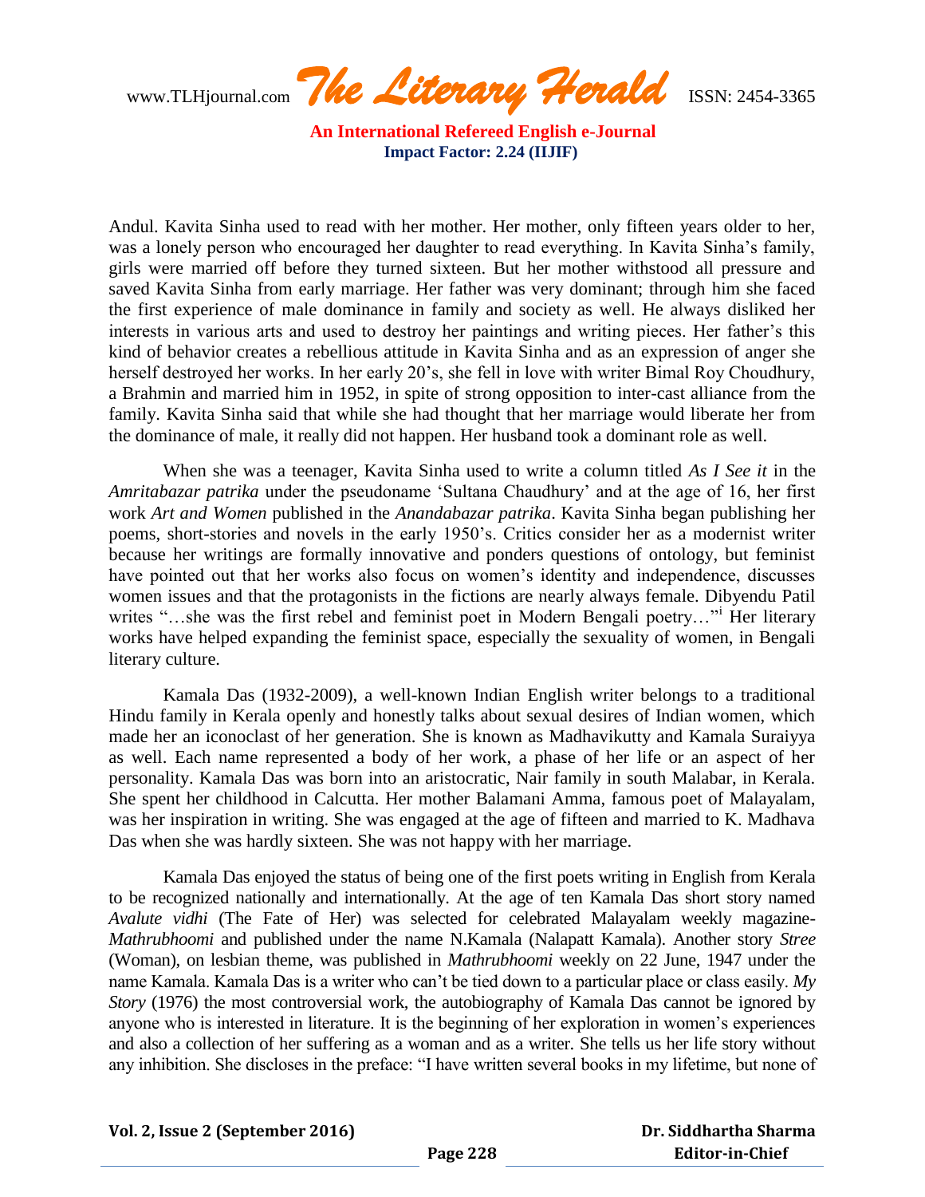Andul. Kavita Sinha used to read with her mother. Her mother, only fifteen years older to her, was a lonely person who encouraged her daughter to read everything. In Kavita Sinha's family, girls were married off before they turned sixteen. But her mother withstood all pressure and saved Kavita Sinha from early marriage. Her father was very dominant; through him she faced the first experience of male dominance in family and society as well. He always disliked her interests in various arts and used to destroy her paintings and writing pieces. Her father's this kind of behavior creates a rebellious attitude in Kavita Sinha and as an expression of anger she herself destroyed her works. In her early 20's, she fell in love with writer Bimal Roy Choudhury, a Brahmin and married him in 1952, in spite of strong opposition to inter-cast alliance from the family. Kavita Sinha said that while she had thought that her marriage would liberate her from the dominance of male, it really did not happen. Her husband took a dominant role as well.

When she was a teenager, Kavita Sinha used to write a column titled *As I See it* in the *Amritabazar patrika* under the pseudoname 'Sultana Chaudhury' and at the age of 16, her first work *Art and Women* published in the *Anandabazar patrika*. Kavita Sinha began publishing her poems, short-stories and novels in the early 1950's. Critics consider her as a modernist writer because her writings are formally innovative and ponders questions of ontology, but feminist have pointed out that her works also focus on women's identity and independence, discusses women issues and that the protagonists in the fictions are nearly always female. Dibyendu Patil writes "…she was the first rebel and feminist poet in Modern Bengali poetry…"[i] Her literary works have helped expanding the feminist space, especially the sexuality of women, in Bengali literary culture.

Kamala Das (1932-2009), a well-known Indian English writer belongs to a traditional Hindu family in Kerala openly and honestly talks about sexual desires of Indian women, which made her an iconoclast of her generation. She is known as Madhavikutty and Kamala Suraiyya as well. Each name represented a body of her work, a phase of her life or an aspect of her personality. Kamala Das was born into an aristocratic, Nair family in south Malabar, in Kerala. She spent her childhood in Calcutta. Her mother Balamani Amma, famous poet of Malayalam, was her inspiration in writing. She was engaged at the age of fifteen and married to K. Madhava Das when she was hardly sixteen. She was not happy with her marriage.

Kamala Das enjoyed the status of being one of the first poets writing in English from Kerala to be recognized nationally and internationally. At the age of ten Kamala Das short story named *Avalute vidhi* (The Fate of Her) was selected for celebrated Malayalam weekly magazine-*Mathrubhoomi* and published under the name N.Kamala (Nalapatt Kamala). Another story *Stree* (Woman), on lesbian theme, was published in *Mathrubhoomi* weekly on 22 June, 1947 under the name Kamala. Kamala Das is a writer who can't be tied down to a particular place or class easily. *My Story* (1976) the most controversial work, the autobiography of Kamala Das cannot be ignored by anyone who is interested in literature. It is the beginning of her exploration in women's experiences and also a collection of her suffering as a woman and as a writer. She tells us her life story without any inhibition. She discloses in the preface: "I have written several books in my lifetime, but none of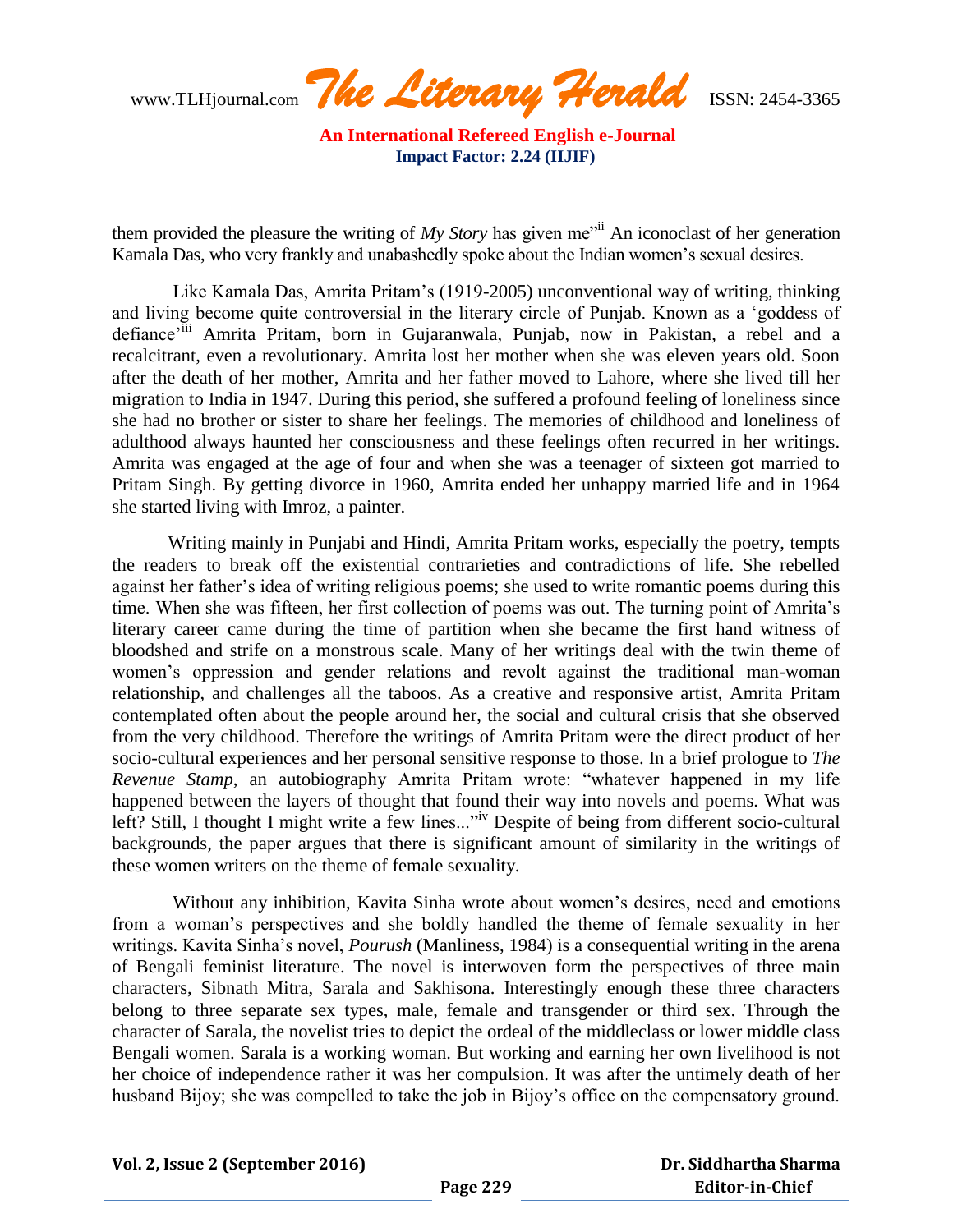them provided the pleasure the writing of *My Story* has given me"[ii] An iconoclast of her generation Kamala Das, who very frankly and unabashedly spoke about the Indian women's sexual desires.

Like Kamala Das, Amrita Pritam's (1919-2005) unconventional way of writing, thinking and living become quite controversial in the literary circle of Punjab. Known as a 'goddess of defiance'[iii] Amrita Pritam, born in Gujaranwala, Punjab, now in Pakistan, a rebel and a recalcitrant, even a revolutionary. Amrita lost her mother when she was eleven years old. Soon after the death of her mother, Amrita and her father moved to Lahore, where she lived till her migration to India in 1947. During this period, she suffered a profound feeling of loneliness since she had no brother or sister to share her feelings. The memories of childhood and loneliness of adulthood always haunted her consciousness and these feelings often recurred in her writings. Amrita was engaged at the age of four and when she was a teenager of sixteen got married to Pritam Singh. By getting divorce in 1960, Amrita ended her unhappy married life and in 1964 she started living with Imroz, a painter.

Writing mainly in Punjabi and Hindi, Amrita Pritam works, especially the poetry, tempts the readers to break off the existential contrarieties and contradictions of life. She rebelled against her father's idea of writing religious poems; she used to write romantic poems during this time. When she was fifteen, her first collection of poems was out. The turning point of Amrita's literary career came during the time of partition when she became the first hand witness of bloodshed and strife on a monstrous scale. Many of her writings deal with the twin theme of women's oppression and gender relations and revolt against the traditional man-woman relationship, and challenges all the taboos. As a creative and responsive artist, Amrita Pritam contemplated often about the people around her, the social and cultural crisis that she observed from the very childhood. Therefore the writings of Amrita Pritam were the direct product of her socio-cultural experiences and her personal sensitive response to those. In a brief prologue to *The Revenue Stamp*, an autobiography Amrita Pritam wrote: "whatever happened in my life happened between the layers of thought that found their way into novels and poems. What was left? Still, I thought I might write a few lines..."[iv] Despite of being from different socio-cultural backgrounds, the paper argues that there is significant amount of similarity in the writings of these women writers on the theme of female sexuality.

Without any inhibition, Kavita Sinha wrote about women's desires, need and emotions from a woman's perspectives and she boldly handled the theme of female sexuality in her writings. Kavita Sinha's novel, *Pourush* (Manliness, 1984) is a consequential writing in the arena of Bengali feminist literature. The novel is interwoven form the perspectives of three main characters, Sibnath Mitra, Sarala and Sakhisona. Interestingly enough these three characters belong to three separate sex types, male, female and transgender or third sex. Through the character of Sarala, the novelist tries to depict the ordeal of the middleclass or lower middle class Bengali women. Sarala is a working woman. But working and earning her own livelihood is not her choice of independence rather it was her compulsion. It was after the untimely death of her husband Bijoy; she was compelled to take the job in Bijoy's office on the compensatory ground.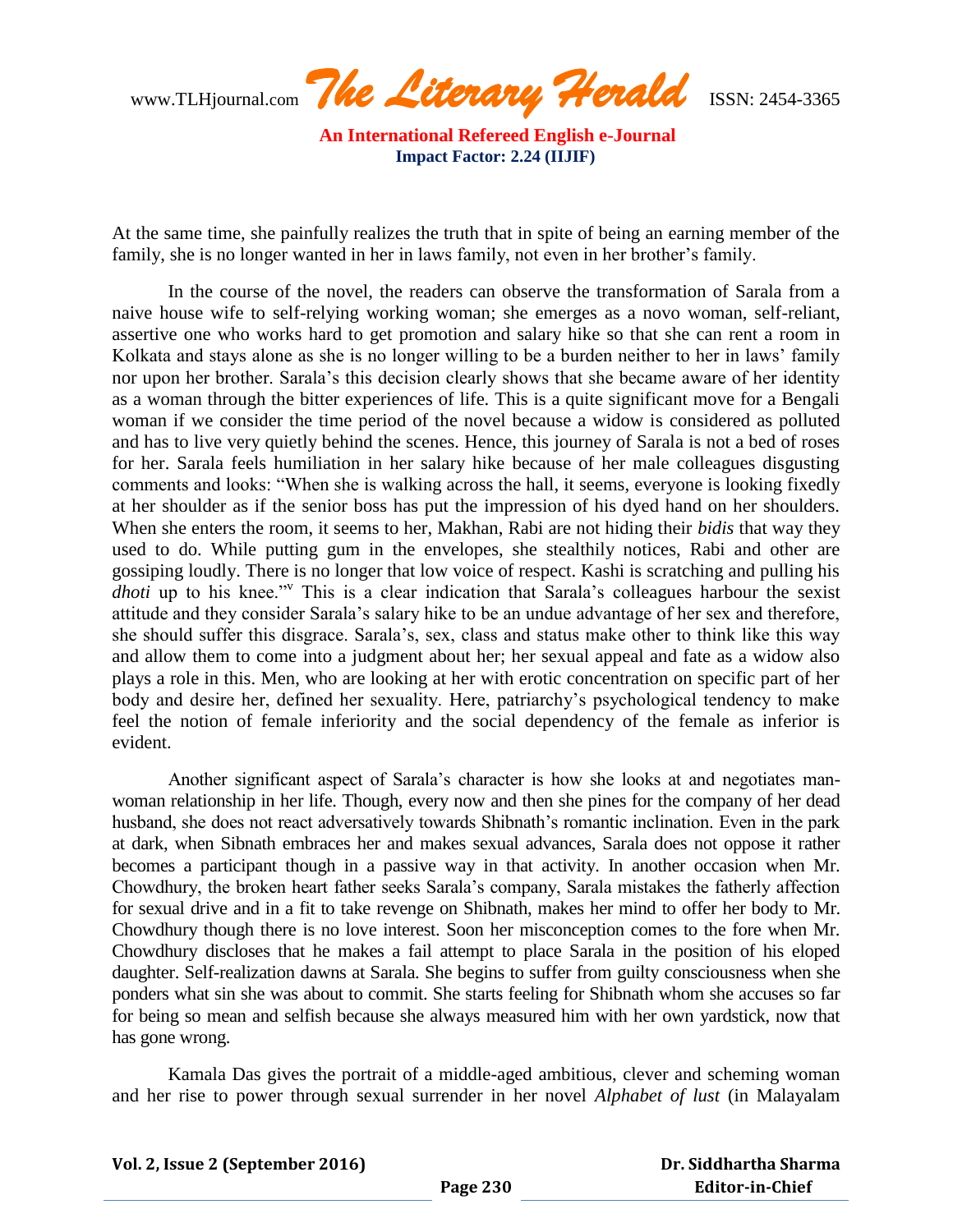At the same time, she painfully realizes the truth that in spite of being an earning member of the family, she is no longer wanted in her in laws family, not even in her brother's family.

In the course of the novel, the readers can observe the transformation of Sarala from a naive house wife to self-relying working woman; she emerges as a novo woman, self-reliant, assertive one who works hard to get promotion and salary hike so that she can rent a room in Kolkata and stays alone as she is no longer willing to be a burden neither to her in laws' family nor upon her brother. Sarala's this decision clearly shows that she became aware of her identity as a woman through the bitter experiences of life. This is a quite significant move for a Bengali woman if we consider the time period of the novel because a widow is considered as polluted and has to live very quietly behind the scenes. Hence, this journey of Sarala is not a bed of roses for her. Sarala feels humiliation in her salary hike because of her male colleagues disgusting comments and looks: "When she is walking across the hall, it seems, everyone is looking fixedly at her shoulder as if the senior boss has put the impression of his dyed hand on her shoulders. When she enters the room, it seems to her, Makhan, Rabi are not hiding their *bidis* that way they used to do. While putting gum in the envelopes, she stealthily notices, Rabi and other are gossiping loudly. There is no longer that low voice of respect. Kashi is scratching and pulling his *dhoti* up to his knee."[v] This is a clear indication that Sarala's colleagues harbour the sexist attitude and they consider Sarala's salary hike to be an undue advantage of her sex and therefore, she should suffer this disgrace. Sarala's, sex, class and status make other to think like this way and allow them to come into a judgment about her; her sexual appeal and fate as a widow also plays a role in this. Men, who are looking at her with erotic concentration on specific part of her body and desire her, defined her sexuality. Here, patriarchy's psychological tendency to make feel the notion of female inferiority and the social dependency of the female as inferior is evident.

Another significant aspect of Sarala's character is how she looks at and negotiates man-woman relationship in her life. Though, every now and then she pines for the company of her dead husband, she does not react adversatively towards Shibnath's romantic inclination. Even in the park at dark, when Sibnath embraces her and makes sexual advances, Sarala does not oppose it rather becomes a participant though in a passive way in that activity. In another occasion when Mr. Chowdhury, the broken heart father seeks Sarala's company, Sarala mistakes the fatherly affection for sexual drive and in a fit to take revenge on Shibnath, makes her mind to offer her body to Mr. Chowdhury though there is no love interest. Soon her misconception comes to the fore when Mr. Chowdhury discloses that he makes a fail attempt to place Sarala in the position of his eloped daughter. Self-realization dawns at Sarala. She begins to suffer from guilty consciousness when she ponders what sin she was about to commit. She starts feeling for Shibnath whom she accuses so far for being so mean and selfish because she always measured him with her own yardstick, now that has gone wrong.

Kamala Das gives the portrait of a middle-aged ambitious, clever and scheming woman and her rise to power through sexual surrender in her novel *Alphabet of lust* (in Malayalam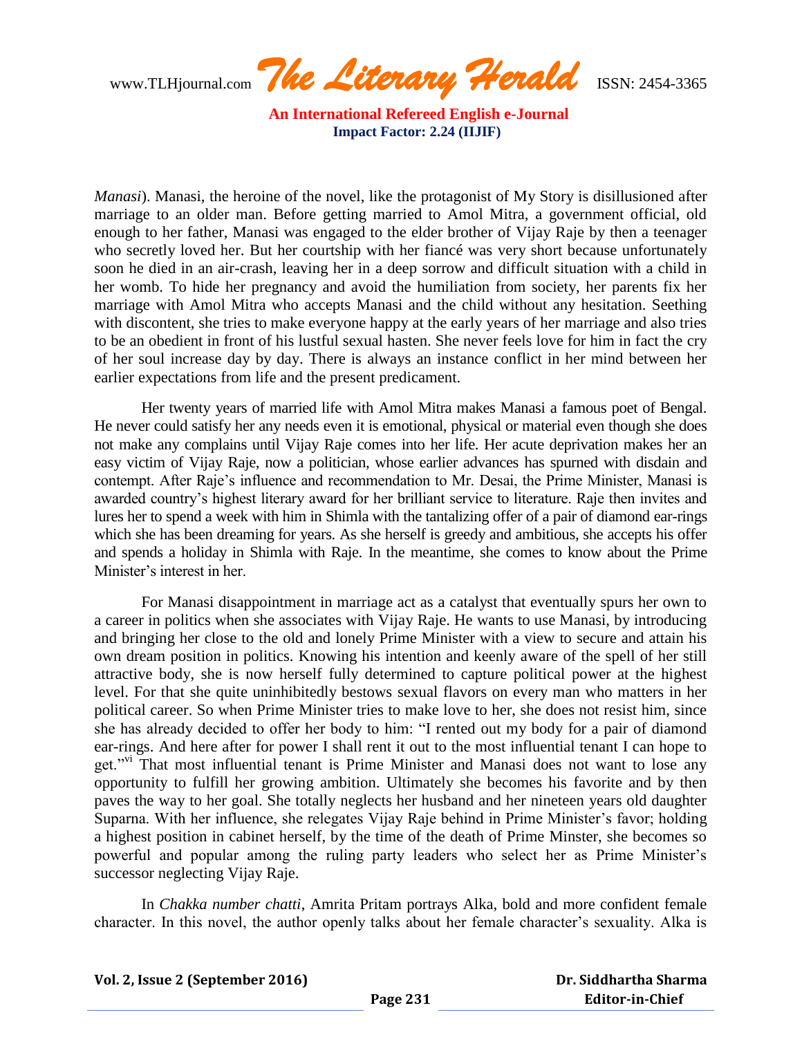*Manasi*). Manasi, the heroine of the novel, like the protagonist of My Story is disillusioned after marriage to an older man. Before getting married to Amol Mitra, a government official, old enough to her father, Manasi was engaged to the elder brother of Vijay Raje by then a teenager who secretly loved her. But her courtship with her fiancé was very short because unfortunately soon he died in an air-crash, leaving her in a deep sorrow and difficult situation with a child in her womb. To hide her pregnancy and avoid the humiliation from society, her parents fix her marriage with Amol Mitra who accepts Manasi and the child without any hesitation. Seething with discontent, she tries to make everyone happy at the early years of her marriage and also tries to be an obedient in front of his lustful sexual hasten. She never feels love for him in fact the cry of her soul increase day by day. There is always an instance conflict in her mind between her earlier expectations from life and the present predicament.

Her twenty years of married life with Amol Mitra makes Manasi a famous poet of Bengal. He never could satisfy her any needs even it is emotional, physical or material even though she does not make any complains until Vijay Raje comes into her life. Her acute deprivation makes her an easy victim of Vijay Raje, now a politician, whose earlier advances has spurned with disdain and contempt. After Raje's influence and recommendation to Mr. Desai, the Prime Minister, Manasi is awarded country's highest literary award for her brilliant service to literature. Raje then invites and lures her to spend a week with him in Shimla with the tantalizing offer of a pair of diamond ear-rings which she has been dreaming for years. As she herself is greedy and ambitious, she accepts his offer and spends a holiday in Shimla with Raje. In the meantime, she comes to know about the Prime Minister's interest in her.

For Manasi disappointment in marriage act as a catalyst that eventually spurs her own to a career in politics when she associates with Vijay Raje. He wants to use Manasi, by introducing and bringing her close to the old and lonely Prime Minister with a view to secure and attain his own dream position in politics. Knowing his intention and keenly aware of the spell of her still attractive body, she is now herself fully determined to capture political power at the highest level. For that she quite uninhibitedly bestows sexual flavors on every man who matters in her political career. So when Prime Minister tries to make love to her, she does not resist him, since she has already decided to offer her body to him: "I rented out my body for a pair of diamond ear-rings. And here after for power I shall rent it out to the most influential tenant I can hope to get."[vi] That most influential tenant is Prime Minister and Manasi does not want to lose any opportunity to fulfill her growing ambition. Ultimately she becomes his favorite and by then paves the way to her goal. She totally neglects her husband and her nineteen years old daughter Suparna. With her influence, she relegates Vijay Raje behind in Prime Minister's favor; holding a highest position in cabinet herself, by the time of the death of Prime Minster, she becomes so powerful and popular among the ruling party leaders who select her as Prime Minister's successor neglecting Vijay Raje.

In *Chakka number chatti*, Amrita Pritam portrays Alka, bold and more confident female character. In this novel, the author openly talks about her female character's sexuality. Alka is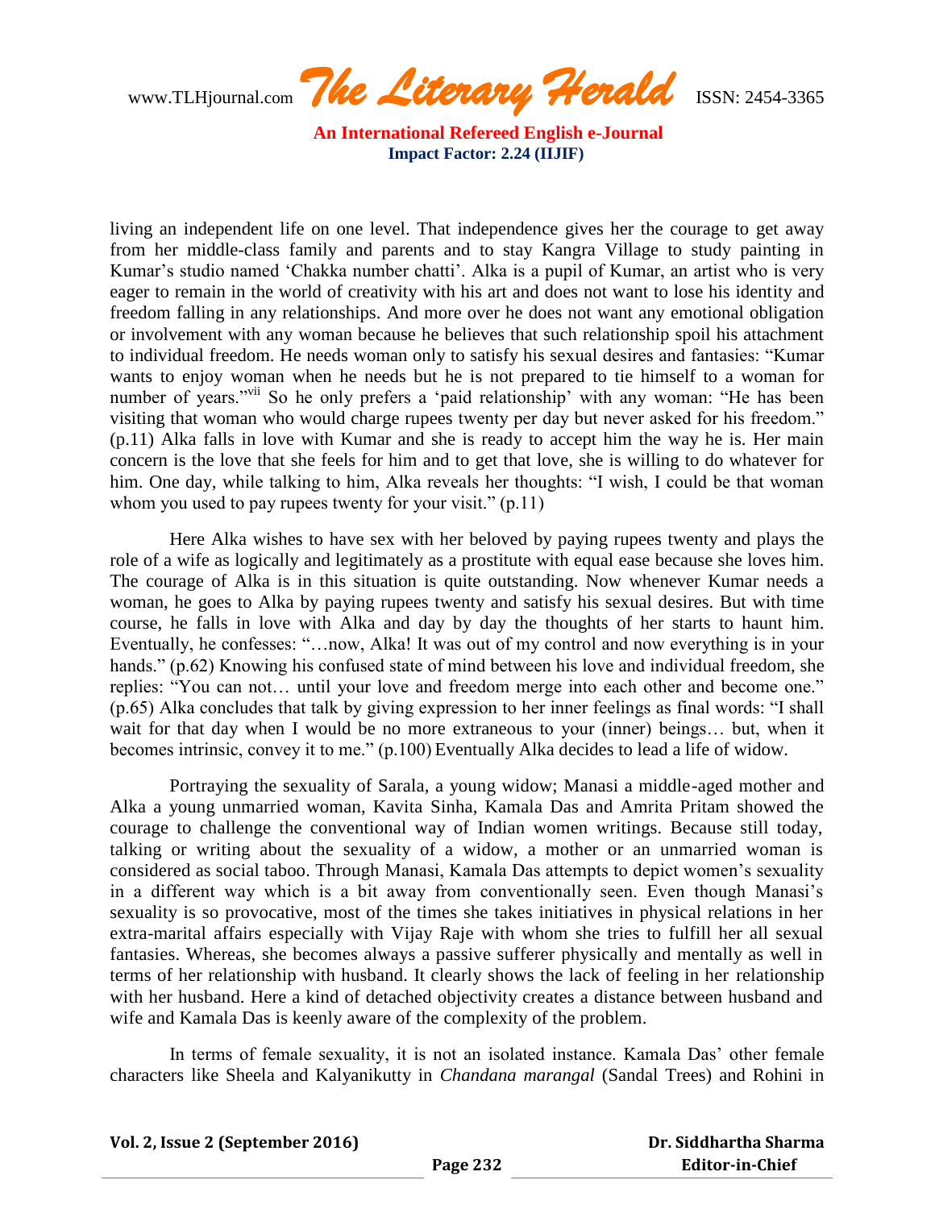living an independent life on one level. That independence gives her the courage to get away from her middle-class family and parents and to stay Kangra Village to study painting in Kumar's studio named 'Chakka number chatti'. Alka is a pupil of Kumar, an artist who is very eager to remain in the world of creativity with his art and does not want to lose his identity and freedom falling in any relationships. And more over he does not want any emotional obligation or involvement with any woman because he believes that such relationship spoil his attachment to individual freedom. He needs woman only to satisfy his sexual desires and fantasies: "Kumar wants to enjoy woman when he needs but he is not prepared to tie himself to a woman for number of years."[vii] So he only prefers a 'paid relationship' with any woman: "He has been visiting that woman who would charge rupees twenty per day but never asked for his freedom." (p.11) Alka falls in love with Kumar and she is ready to accept him the way he is. Her main concern is the love that she feels for him and to get that love, she is willing to do whatever for him. One day, while talking to him, Alka reveals her thoughts: "I wish, I could be that woman whom you used to pay rupees twenty for your visit." (p.11)

Here Alka wishes to have sex with her beloved by paying rupees twenty and plays the role of a wife as logically and legitimately as a prostitute with equal ease because she loves him. The courage of Alka is in this situation is quite outstanding. Now whenever Kumar needs a woman, he goes to Alka by paying rupees twenty and satisfy his sexual desires. But with time course, he falls in love with Alka and day by day the thoughts of her starts to haunt him. Eventually, he confesses: "…now, Alka! It was out of my control and now everything is in your hands." (p.62) Knowing his confused state of mind between his love and individual freedom, she replies: "You can not… until your love and freedom merge into each other and become one." (p.65) Alka concludes that talk by giving expression to her inner feelings as final words: "I shall wait for that day when I would be no more extraneous to your (inner) beings… but, when it becomes intrinsic, convey it to me." (p.100) Eventually Alka decides to lead a life of widow.

Portraying the sexuality of Sarala, a young widow; Manasi a middle-aged mother and Alka a young unmarried woman, Kavita Sinha, Kamala Das and Amrita Pritam showed the courage to challenge the conventional way of Indian women writings. Because still today, talking or writing about the sexuality of a widow, a mother or an unmarried woman is considered as social taboo. Through Manasi, Kamala Das attempts to depict women's sexuality in a different way which is a bit away from conventionally seen. Even though Manasi's sexuality is so provocative, most of the times she takes initiatives in physical relations in her extra-marital affairs especially with Vijay Raje with whom she tries to fulfill her all sexual fantasies. Whereas, she becomes always a passive sufferer physically and mentally as well in terms of her relationship with husband. It clearly shows the lack of feeling in her relationship with her husband. Here a kind of detached objectivity creates a distance between husband and wife and Kamala Das is keenly aware of the complexity of the problem.

In terms of female sexuality, it is not an isolated instance. Kamala Das' other female characters like Sheela and Kalyanikutty in *Chandana marangal* (Sandal Trees) and Rohini in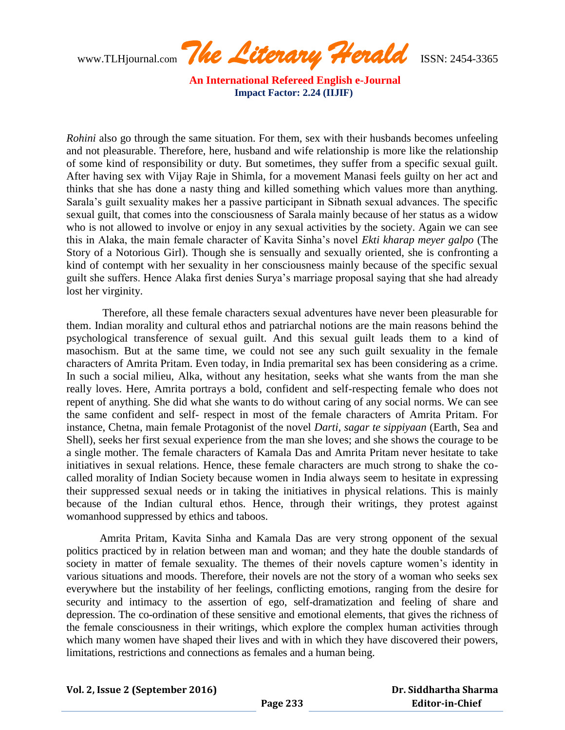*Rohini* also go through the same situation. For them, sex with their husbands becomes unfeeling and not pleasurable. Therefore, here, husband and wife relationship is more like the relationship of some kind of responsibility or duty. But sometimes, they suffer from a specific sexual guilt. After having sex with Vijay Raje in Shimla, for a movement Manasi feels guilty on her act and thinks that she has done a nasty thing and killed something which values more than anything. Sarala's guilt sexuality makes her a passive participant in Sibnath sexual advances. The specific sexual guilt, that comes into the consciousness of Sarala mainly because of her status as a widow who is not allowed to involve or enjoy in any sexual activities by the society. Again we can see this in Alaka, the main female character of Kavita Sinha's novel *Ekti kharap meyer galpo* (The Story of a Notorious Girl). Though she is sensually and sexually oriented, she is confronting a kind of contempt with her sexuality in her consciousness mainly because of the specific sexual guilt she suffers. Hence Alaka first denies Surya's marriage proposal saying that she had already lost her virginity.

Therefore, all these female characters sexual adventures have never been pleasurable for them. Indian morality and cultural ethos and patriarchal notions are the main reasons behind the psychological transference of sexual guilt. And this sexual guilt leads them to a kind of masochism. But at the same time, we could not see any such guilt sexuality in the female characters of Amrita Pritam. Even today, in India premarital sex has been considering as a crime. In such a social milieu, Alka, without any hesitation, seeks what she wants from the man she really loves. Here, Amrita portrays a bold, confident and self-respecting female who does not repent of anything. She did what she wants to do without caring of any social norms. We can see the same confident and self- respect in most of the female characters of Amrita Pritam. For instance, Chetna, main female Protagonist of the novel *Darti, sagar te sippiyaan* (Earth, Sea and Shell), seeks her first sexual experience from the man she loves; and she shows the courage to be a single mother. The female characters of Kamala Das and Amrita Pritam never hesitate to take initiatives in sexual relations. Hence, these female characters are much strong to shake the co-called morality of Indian Society because women in India always seem to hesitate in expressing their suppressed sexual needs or in taking the initiatives in physical relations. This is mainly because of the Indian cultural ethos. Hence, through their writings, they protest against womanhood suppressed by ethics and taboos.

Amrita Pritam, Kavita Sinha and Kamala Das are very strong opponent of the sexual politics practiced by in relation between man and woman; and they hate the double standards of society in matter of female sexuality. The themes of their novels capture women's identity in various situations and moods. Therefore, their novels are not the story of a woman who seeks sex everywhere but the instability of her feelings, conflicting emotions, ranging from the desire for security and intimacy to the assertion of ego, self-dramatization and feeling of share and depression. The co-ordination of these sensitive and emotional elements, that gives the richness of the female consciousness in their writings, which explore the complex human activities through which many women have shaped their lives and with in which they have discovered their powers, limitations, restrictions and connections as females and a human being.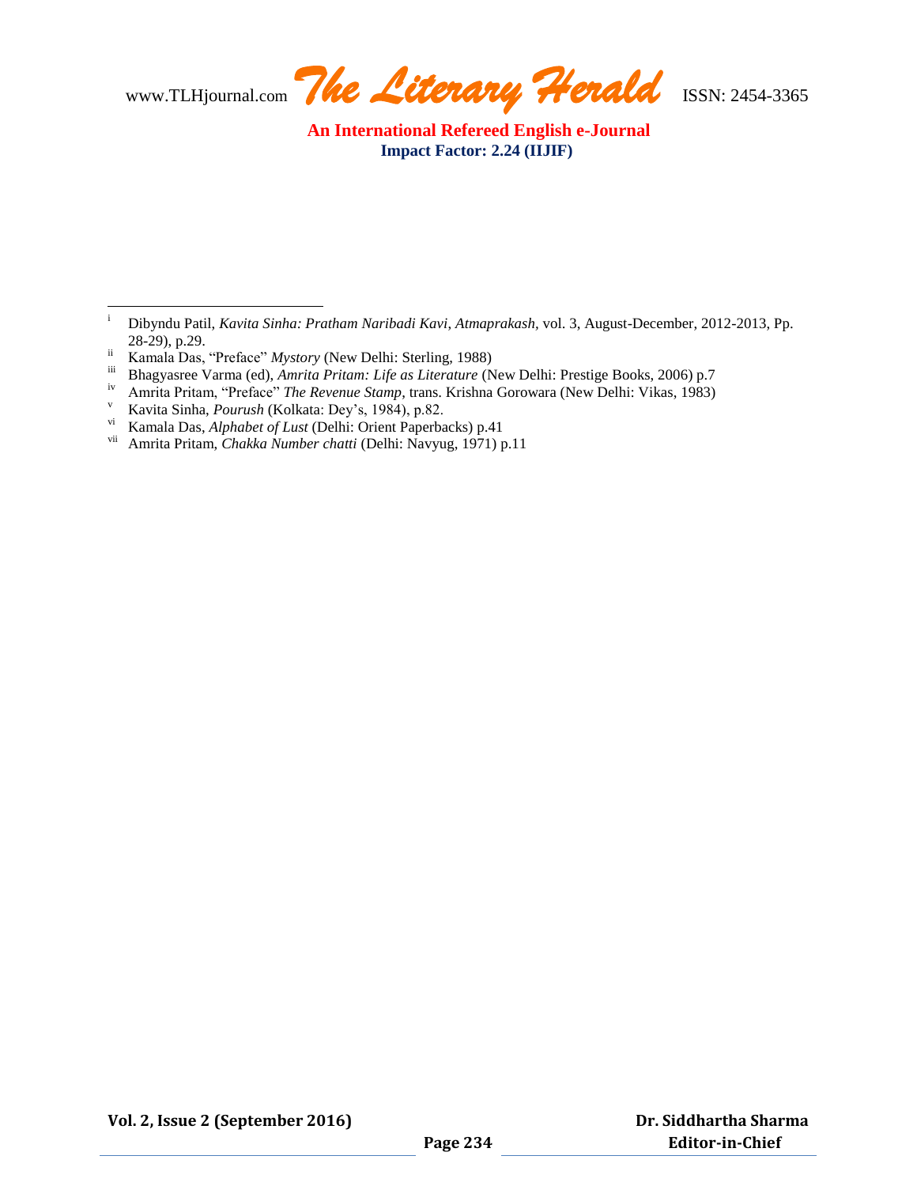[i] Dibyndu Patil, *Kavita Sinha: Pratham Naribadi Kavi*, *Atmaprakash*, vol. 3, August-December, 2012-2013, Pp. 28-29), p.29.

[ii] Kamala Das, "Preface" *Mystory* (New Delhi: Sterling, 1988)

[iii] Bhagyasree Varma (ed), *Amrita Pritam: Life as Literature* (New Delhi: Prestige Books, 2006) p.7

[iv] Amrita Pritam, "Preface" *The Revenue Stamp*, trans. Krishna Gorowara (New Delhi: Vikas, 1983)

[v] Kavita Sinha, *Pourush* (Kolkata: Dey's, 1984), p.82.

[vi] Kamala Das, *Alphabet of Lust* (Delhi: Orient Paperbacks) p.41

[vii] Amrita Pritam, *Chakka Number chatti* (Delhi: Navyug, 1971) p.11